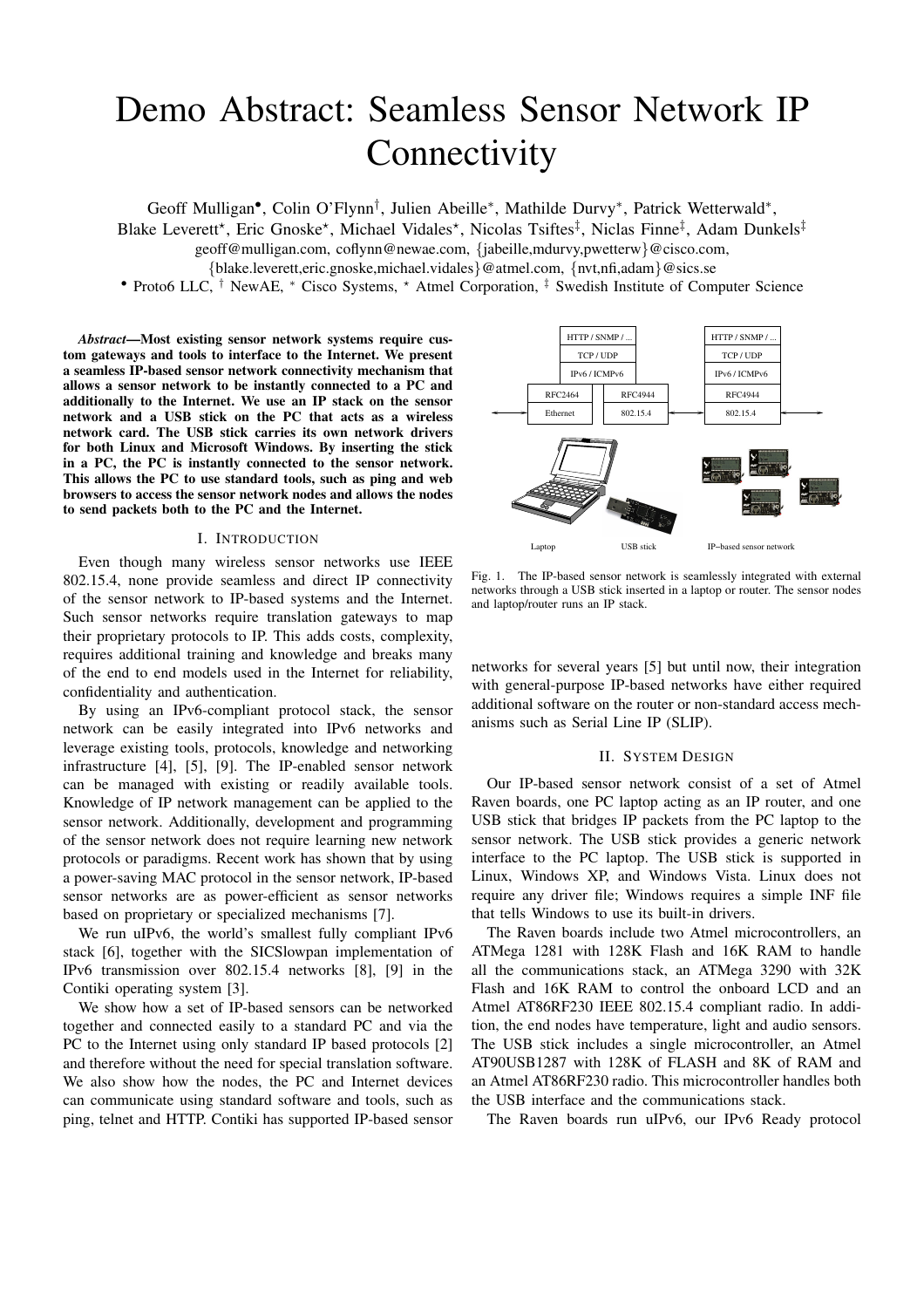# Demo Abstract: Seamless Sensor Network IP Connectivity

Geoff Mulligan[•], Colin O'Flynn[†], Julien Abeille[∗], Mathilde Durvy[∗], Patrick Wetterwald[∗], Blake Leverett[⋆], Eric Gnoske[⋆], Michael Vidales[⋆], Nicolas Tsiftes[‡], Niclas Finne[‡], Adam Dunkels[‡]

geoff@mulligan.com, coflynn@newae.com, {jabeille,mdurvy,pwetterw}@cisco.com, {blake.leverett,eric.gnoske,michael.vidales}@atmel.com, {nvt,nfi,adam}@sics.se

[•] Proto6 LLC, [†] NewAE, [∗] Cisco Systems, [⋆] Atmel Corporation, [‡] Swedish Institute of Computer Science

***Abstract*—Most existing sensor network systems require custom gateways and tools to interface to the Internet. We present a seamless IP-based sensor network connectivity mechanism that allows a sensor network to be instantly connected to a PC and additionally to the Internet. We use an IP stack on the sensor network and a USB stick on the PC that acts as a wireless network card. The USB stick carries its own network drivers for both Linux and Microsoft Windows. By inserting the stick in a PC, the PC is instantly connected to the sensor network. This allows the PC to use standard tools, such as ping and web browsers to access the sensor network nodes and allows the nodes to send packets both to the PC and the Internet.**

## I. Introduction

Even though many wireless sensor networks use IEEE 802.15.4, none provide seamless and direct IP connectivity of the sensor network to IP-based systems and the Internet. Such sensor networks require translation gateways to map their proprietary protocols to IP. This adds costs, complexity, requires additional training and knowledge and breaks many of the end to end models used in the Internet for reliability, confidentiality and authentication.

By using an IPv6-compliant protocol stack, the sensor network can be easily integrated into IPv6 networks and leverage existing tools, protocols, knowledge and networking infrastructure [4], [5], [9]. The IP-enabled sensor network can be managed with existing or readily available tools. Knowledge of IP network management can be applied to the sensor network. Additionally, development and programming of the sensor network does not require learning new network protocols or paradigms. Recent work has shown that by using a power-saving MAC protocol in the sensor network, IP-based sensor networks are as power-efficient as sensor networks based on proprietary or specialized mechanisms [7].

We run uIPv6, the world's smallest fully compliant IPv6 stack [6], together with the SICSlowpan implementation of IPv6 transmission over 802.15.4 networks [8], [9] in the Contiki operating system [3].

We show how a set of IP-based sensors can be networked together and connected easily to a standard PC and via the PC to the Internet using only standard IP based protocols [2] and therefore without the need for special translation software. We also show how the nodes, the PC and Internet devices can communicate using standard software and tools, such as ping, telnet and HTTP. Contiki has supported IP-based sensor networks for several years [5] but until now, their integration with general-purpose IP-based networks have either required additional software on the router or non-standard access mechanisms such as Serial Line IP (SLIP).

Fig. 1. The IP-based sensor network is seamlessly integrated with external networks through a USB stick inserted in a laptop or router. The sensor nodes and laptop/router runs an IP stack.

## II. System Design

Our IP-based sensor network consist of a set of Atmel Raven boards, one PC laptop acting as an IP router, and one USB stick that bridges IP packets from the PC laptop to the sensor network. The USB stick provides a generic network interface to the PC laptop. The USB stick is supported in Linux, Windows XP, and Windows Vista. Linux does not require any driver file; Windows requires a simple INF file that tells Windows to use its built-in drivers.

The Raven boards include two Atmel microcontrollers, an ATMega 1281 with 128K Flash and 16K RAM to handle all the communications stack, an ATMega 3290 with 32K Flash and 16K RAM to control the onboard LCD and an Atmel AT86RF230 IEEE 802.15.4 compliant radio. In addition, the end nodes have temperature, light and audio sensors. The USB stick includes a single microcontroller, an Atmel AT90USB1287 with 128K of FLASH and 8K of RAM and an Atmel AT86RF230 radio. This microcontroller handles both the USB interface and the communications stack.

The Raven boards run uIPv6, our IPv6 Ready protocol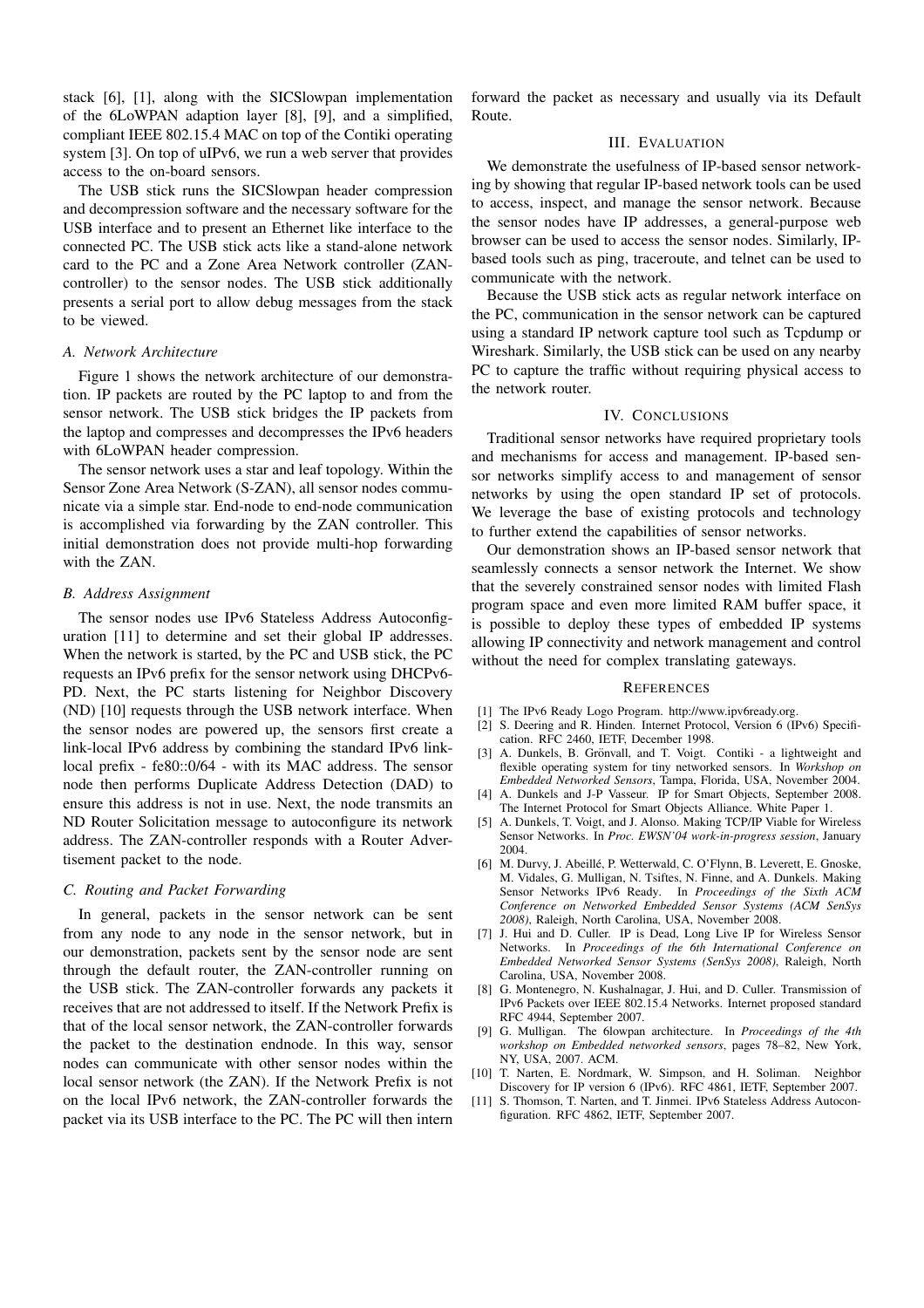stack [6], [1], along with the SICSlowpan implementation of the 6LoWPAN adaption layer [8], [9], and a simplified, compliant IEEE 802.15.4 MAC on top of the Contiki operating system [3]. On top of uIPv6, we run a web server that provides access to the on-board sensors.

The USB stick runs the SICSlowpan header compression and decompression software and the necessary software for the USB interface and to present an Ethernet like interface to the connected PC. The USB stick acts like a stand-alone network card to the PC and a Zone Area Network controller (ZAN-controller) to the sensor nodes. The USB stick additionally presents a serial port to allow debug messages from the stack to be viewed.

### A. Network Architecture

Figure 1 shows the network architecture of our demonstration. IP packets are routed by the PC laptop to and from the sensor network. The USB stick bridges the IP packets from the laptop and compresses and decompresses the IPv6 headers with 6LoWPAN header compression.

The sensor network uses a star and leaf topology. Within the Sensor Zone Area Network (S-ZAN), all sensor nodes communicate via a simple star. End-node to end-node communication is accomplished via forwarding by the ZAN controller. This initial demonstration does not provide multi-hop forwarding with the ZAN.

### B. Address Assignment

The sensor nodes use IPv6 Stateless Address Autoconfiguration [11] to determine and set their global IP addresses. When the network is started, by the PC and USB stick, the PC requests an IPv6 prefix for the sensor network using DHCPv6-PD. Next, the PC starts listening for Neighbor Discovery (ND) [10] requests through the USB network interface. When the sensor nodes are powered up, the sensors first create a link-local IPv6 address by combining the standard IPv6 link-local prefix - fe80::0/64 - with its MAC address. The sensor node then performs Duplicate Address Detection (DAD) to ensure this address is not in use. Next, the node transmits an ND Router Solicitation message to autoconfigure its network address. The ZAN-controller responds with a Router Advertisement packet to the node.

### C. Routing and Packet Forwarding

In general, packets in the sensor network can be sent from any node to any node in the sensor network, but in our demonstration, packets sent by the sensor node are sent through the default router, the ZAN-controller running on the USB stick. The ZAN-controller forwards any packets it receives that are not addressed to itself. If the Network Prefix is that of the local sensor network, the ZAN-controller forwards the packet to the destination endnode. In this way, sensor nodes can communicate with other sensor nodes within the local sensor network (the ZAN). If the Network Prefix is not on the local IPv6 network, the ZAN-controller forwards the packet via its USB interface to the PC. The PC will then intern forward the packet as necessary and usually via its Default Route.

## III. Evaluation

We demonstrate the usefulness of IP-based sensor networking by showing that regular IP-based network tools can be used to access, inspect, and manage the sensor network. Because the sensor nodes have IP addresses, a general-purpose web browser can be used to access the sensor nodes. Similarly, IP-based tools such as ping, traceroute, and telnet can be used to communicate with the network.

Because the USB stick acts as regular network interface on the PC, communication in the sensor network can be captured using a standard IP network capture tool such as Tcpdump or Wireshark. Similarly, the USB stick can be used on any nearby PC to capture the traffic without requiring physical access to the network router.

## IV. Conclusions

Traditional sensor networks have required proprietary tools and mechanisms for access and management. IP-based sensor networks simplify access to and management of sensor networks by using the open standard IP set of protocols. We leverage the base of existing protocols and technology to further extend the capabilities of sensor networks.

Our demonstration shows an IP-based sensor network that seamlessly connects a sensor network the Internet. We show that the severely constrained sensor nodes with limited Flash program space and even more limited RAM buffer space, it is possible to deploy these types of embedded IP systems allowing IP connectivity and network management and control without the need for complex translating gateways.

## References

[1] The IPv6 Ready Logo Program. http://www.ipv6ready.org.

[2] S. Deering and R. Hinden. Internet Protocol, Version 6 (IPv6) Specification. RFC 2460, IETF, December 1998.

[3] A. Dunkels, B. Grönvall, and T. Voigt. Contiki - a lightweight and flexible operating system for tiny networked sensors. In *Workshop on Embedded Networked Sensors*, Tampa, Florida, USA, November 2004.

[4] A. Dunkels and J-P Vasseur. IP for Smart Objects, September 2008. The Internet Protocol for Smart Objects Alliance. White Paper 1.

[5] A. Dunkels, T. Voigt, and J. Alonso. Making TCP/IP Viable for Wireless Sensor Networks. In *Proc. EWSN'04 work-in-progress session*, January 2004.

[6] M. Durvy, J. Abeillé, P. Wetterwald, C. O'Flynn, B. Leverett, E. Gnoske, M. Vidales, G. Mulligan, N. Tsiftes, N. Finne, and A. Dunkels. Making Sensor Networks IPv6 Ready. In *Proceedings of the Sixth ACM Conference on Networked Embedded Sensor Systems (ACM SenSys 2008)*, Raleigh, North Carolina, USA, November 2008.

[7] J. Hui and D. Culler. IP is Dead, Long Live IP for Wireless Sensor Networks. In *Proceedings of the 6th International Conference on Embedded Networked Sensor Systems (SenSys 2008)*, Raleigh, North Carolina, USA, November 2008.

[8] G. Montenegro, N. Kushalnagar, J. Hui, and D. Culler. Transmission of IPv6 Packets over IEEE 802.15.4 Networks. Internet proposed standard RFC 4944, September 2007.

[9] G. Mulligan. The 6lowpan architecture. In *Proceedings of the 4th workshop on Embedded networked sensors*, pages 78–82, New York, NY, USA, 2007. ACM.

[10] T. Narten, E. Nordmark, W. Simpson, and H. Soliman. Neighbor Discovery for IP version 6 (IPv6). RFC 4861, IETF, September 2007.

[11] S. Thomson, T. Narten, and T. Jinmei. IPv6 Stateless Address Autoconfiguration. RFC 4862, IETF, September 2007.